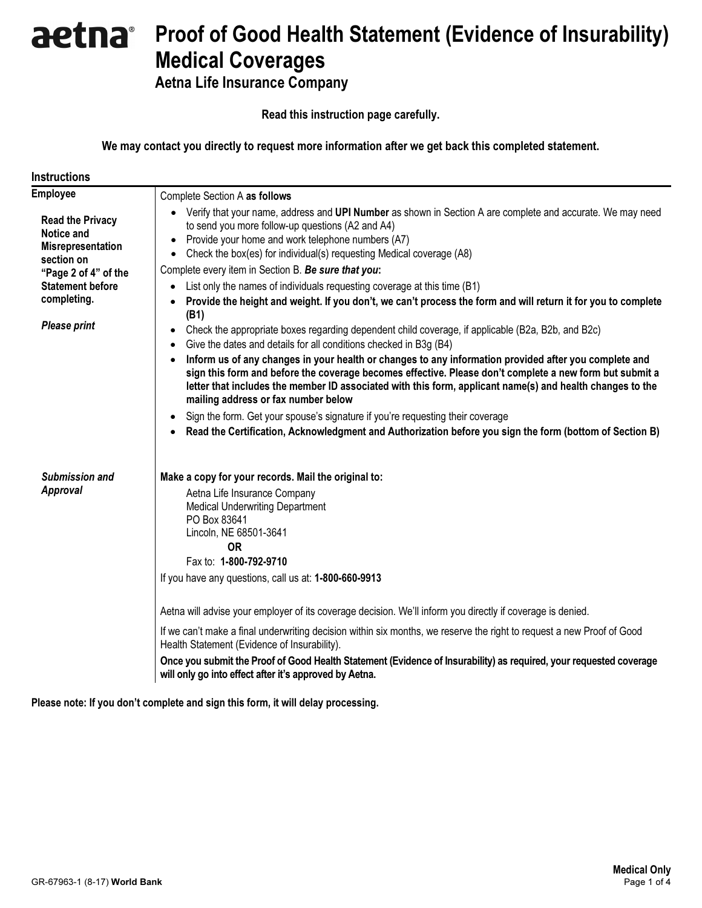# aetna® Proof of Good Health Statement (Evidence of Insurability) Medical Coverages

## Aetna Life Insurance Company

**Read this instruction page carefully.**

**We may contact you directly to request more information after we get back this completed statement.**

### Instructions

**Employee**

**Read the Privacy Notice and Misrepresentation section on "Page 2 of 4" of the Statement before completing.**

***Please print***

Complete Section A **as follows**

- Verify that your name, address and **UPI Number** as shown in Section A are complete and accurate. We may need to send you more follow-up questions (A2 and A4)
- Provide your home and work telephone numbers (A7)
- Check the box(es) for individual(s) requesting Medical coverage (A8)

Complete every item in Section B. ***Be sure that you*:**

- List only the names of individuals requesting coverage at this time (B1)
- **Provide the height and weight. If you don't, we can't process the form and will return it for you to complete (B1)**
- Check the appropriate boxes regarding dependent child coverage, if applicable (B2a, B2b, and B2c)
- Give the dates and details for all conditions checked in B3g (B4)
- **Inform us of any changes in your health or changes to any information provided after you complete and sign this form and before the coverage becomes effective. Please don't complete a new form but submit a letter that includes the member ID associated with this form, applicant name(s) and health changes to the mailing address or fax number below**
- Sign the form. Get your spouse's signature if you're requesting their coverage
- **Read the Certification, Acknowledgment and Authorization before you sign the form (bottom of Section B)**

***Submission and Approval***

**Make a copy for your records. Mail the original to:**

Aetna Life Insurance Company
Medical Underwriting Department
PO Box 83641
Lincoln, NE 68501-3641

**OR**

Fax to: **1-800-792-9710**

If you have any questions, call us at: **1-800-660-9913**

Aetna will advise your employer of its coverage decision. We'll inform you directly if coverage is denied.

If we can't make a final underwriting decision within six months, we reserve the right to request a new Proof of Good Health Statement (Evidence of Insurability).

**Once you submit the Proof of Good Health Statement (Evidence of Insurability) as required, your requested coverage will only go into effect after it's approved by Aetna.**

**Please note: If you don't complete and sign this form, it will delay processing.**

GR-67963-1 (8-17) **World Bank**

**Medical Only**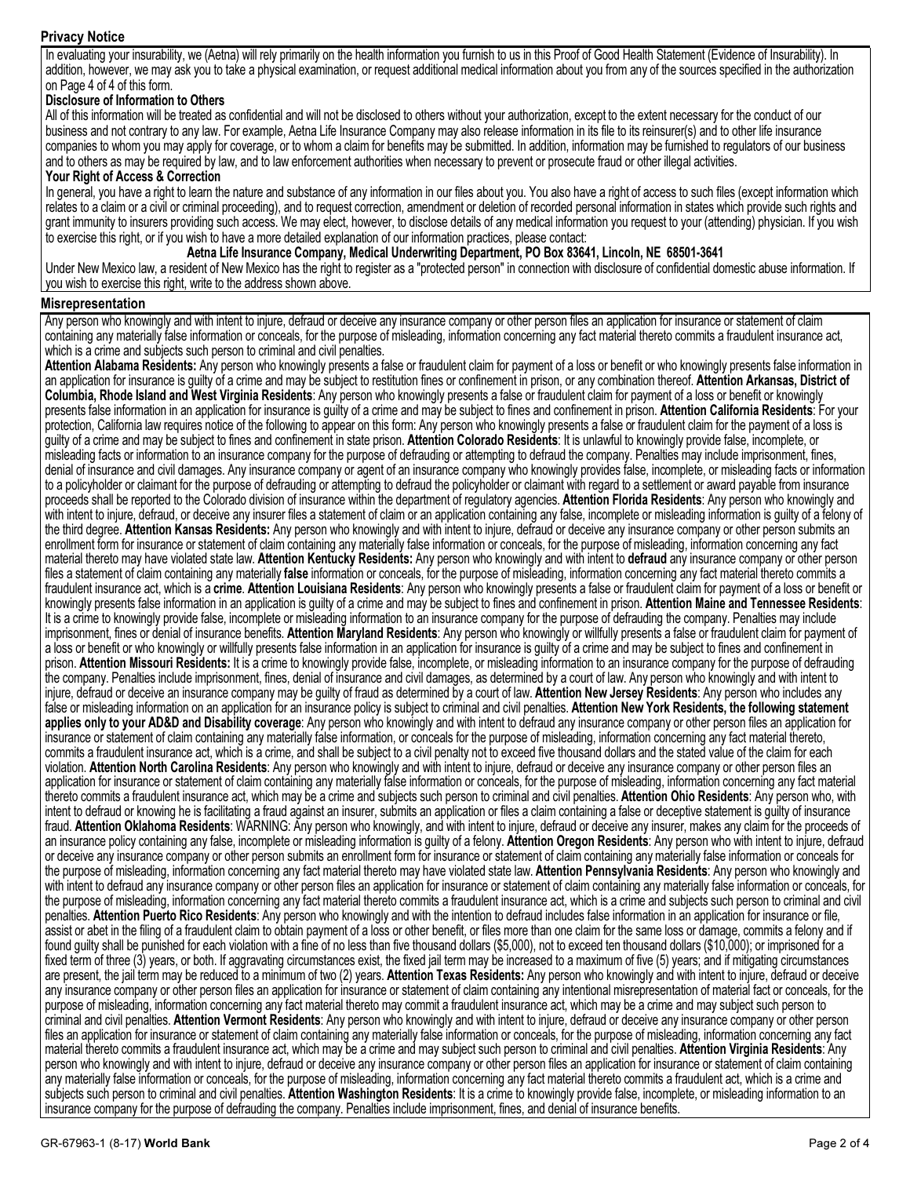## Privacy Notice

In evaluating your insurability, we (Aetna) will rely primarily on the health information you furnish to us in this Proof of Good Health Statement (Evidence of Insurability). In addition, however, we may ask you to take a physical examination, or request additional medical information about you from any of the sources specified in the authorization on Page 4 of 4 of this form.

### Disclosure of Information to Others

All of this information will be treated as confidential and will not be disclosed to others without your authorization, except to the extent necessary for the conduct of our business and not contrary to any law. For example, Aetna Life Insurance Company may also release information in its file to its reinsurer(s) and to other life insurance companies to whom you may apply for coverage, or to whom a claim for benefits may be submitted. In addition, information may be furnished to regulators of our business and to others as may be required by law, and to law enforcement authorities when necessary to prevent or prosecute fraud or other illegal activities.

### Your Right of Access & Correction

In general, you have a right to learn the nature and substance of any information in our files about you. You also have a right of access to such files (except information which relates to a claim or a civil or criminal proceeding), and to request correction, amendment or deletion of recorded personal information in states which provide such rights and grant immunity to insurers providing such access. We may elect, however, to disclose details of any medical information you request to your (attending) physician. If you wish to exercise this right, or if you wish to have a more detailed explanation of our information practices, please contact:

**Aetna Life Insurance Company, Medical Underwriting Department, PO Box 83641, Lincoln, NE 68501-3641**

Under New Mexico law, a resident of New Mexico has the right to register as a "protected person" in connection with disclosure of confidential domestic abuse information. If you wish to exercise this right, write to the address shown above.

## Misrepresentation

Any person who knowingly and with intent to injure, defraud or deceive any insurance company or other person files an application for insurance or statement of claim containing any materially false information or conceals, for the purpose of misleading, information concerning any fact material thereto commits a fraudulent insurance act, which is a crime and subjects such person to criminal and civil penalties.

**Attention Alabama Residents:** Any person who knowingly presents a false or fraudulent claim for payment of a loss or benefit or who knowingly presents false information in an application for insurance is guilty of a crime and may be subject to restitution fines or confinement in prison, or any combination thereof. **Attention Arkansas, District of Columbia, Rhode Island and West Virginia Residents**: Any person who knowingly presents a false or fraudulent claim for payment of a loss or benefit or knowingly presents false information in an application for insurance is guilty of a crime and may be subject to fines and confinement in prison. **Attention California Residents**: For your protection, California law requires notice of the following to appear on this form: Any person who knowingly presents a false or fraudulent claim for the payment of a loss is guilty of a crime and may be subject to fines and confinement in state prison. **Attention Colorado Residents**: It is unlawful to knowingly provide false, incomplete, or misleading facts or information to an insurance company for the purpose of defrauding or attempting to defraud the company. Penalties may include imprisonment, fines, denial of insurance and civil damages. Any insurance company or agent of an insurance company who knowingly provides false, incomplete, or misleading facts or information to a policyholder or claimant for the purpose of defrauding or attempting to defraud the policyholder or claimant with regard to a settlement or award payable from insurance proceeds shall be reported to the Colorado division of insurance within the department of regulatory agencies. **Attention Florida Residents**: Any person who knowingly and with intent to injure, defraud, or deceive any insurer files a statement of claim or an application containing any false, incomplete or misleading information is guilty of a felony of the third degree. **Attention Kansas Residents:** Any person who knowingly and with intent to injure, defraud or deceive any insurance company or other person submits an enrollment form for insurance or statement of claim containing any materially false information or conceals, for the purpose of misleading, information concerning any fact material thereto may have violated state law. **Attention Kentucky Residents:** Any person who knowingly and with intent to **defraud** any insurance company or other person files a statement of claim containing any materially **false** information or conceals, for the purpose of misleading, information concerning any fact material thereto commits a fraudulent insurance act, which is a **crime**. **Attention Louisiana Residents**: Any person who knowingly presents a false or fraudulent claim for payment of a loss or benefit or knowingly presents false information in an application is guilty of a crime and may be subject to fines and confinement in prison. **Attention Maine and Tennessee Residents**: It is a crime to knowingly provide false, incomplete or misleading information to an insurance company for the purpose of defrauding the company. Penalties may include imprisonment, fines or denial of insurance benefits. **Attention Maryland Residents**: Any person who knowingly or willfully presents a false or fraudulent claim for payment of a loss or benefit or who knowingly or willfully presents false information in an application for insurance is guilty of a crime and may be subject to fines and confinement in prison. **Attention Missouri Residents:** It is a crime to knowingly provide false, incomplete, or misleading information to an insurance company for the purpose of defrauding the company. Penalties include imprisonment, fines, denial of insurance and civil damages, as determined by a court of law. Any person who knowingly and with intent to injure, defraud or deceive an insurance company may be guilty of fraud as determined by a court of law. **Attention New Jersey Residents**: Any person who includes any false or misleading information on an application for an insurance policy is subject to criminal and civil penalties. **Attention New York Residents, the following statement applies only to your AD&D and Disability coverage**: Any person who knowingly and with intent to defraud any insurance company or other person files an application for insurance or statement of claim containing any materially false information, or conceals for the purpose of misleading, information concerning any fact material thereto, commits a fraudulent insurance act, which is a crime, and shall be subject to a civil penalty not to exceed five thousand dollars and the stated value of the claim for each violation. **Attention North Carolina Residents**: Any person who knowingly and with intent to injure, defraud or deceive any insurance company or other person files an application for insurance or statement of claim containing any materially false information or conceals, for the purpose of misleading, information concerning any fact material thereto commits a fraudulent insurance act, which may be a crime and subjects such person to criminal and civil penalties. **Attention Ohio Residents**: Any person who, with intent to defraud or knowing he is facilitating a fraud against an insurer, submits an application or files a claim containing a false or deceptive statement is guilty of insurance fraud. **Attention Oklahoma Residents**: WARNING: Any person who knowingly, and with intent to injure, defraud or deceive any insurer, makes any claim for the proceeds of an insurance policy containing any false, incomplete or misleading information is guilty of a felony. **Attention Oregon Residents**: Any person who with intent to injure, defraud or deceive any insurance company or other person submits an enrollment form for insurance or statement of claim containing any materially false information or conceals for the purpose of misleading, information concerning any fact material thereto may have violated state law. **Attention Pennsylvania Residents**: Any person who knowingly and with intent to defraud any insurance company or other person files an application for insurance or statement of claim containing any materially false information or conceals, for the purpose of misleading, information concerning any fact material thereto commits a fraudulent insurance act, which is a crime and subjects such person to criminal and civil penalties. **Attention Puerto Rico Residents**: Any person who knowingly and with the intention to defraud includes false information in an application for insurance or file, assist or abet in the filing of a fraudulent claim to obtain payment of a loss or other benefit, or files more than one claim for the same loss or damage, commits a felony and if found guilty shall be punished for each violation with a fine of no less than five thousand dollars ($5,000), not to exceed ten thousand dollars ($10,000); or imprisoned for a fixed term of three (3) years, or both. If aggravating circumstances exist, the fixed jail term may be increased to a maximum of five (5) years; and if mitigating circumstances are present, the jail term may be reduced to a minimum of two (2) years. **Attention Texas Residents:** Any person who knowingly and with intent to injure, defraud or deceive any insurance company or other person files an application for insurance or statement of claim containing any intentional misrepresentation of material fact or conceals, for the purpose of misleading, information concerning any fact material thereto may commit a fraudulent insurance act, which may be a crime and may subject such person to criminal and civil penalties. **Attention Vermont Residents**: Any person who knowingly and with intent to injure, defraud or deceive any insurance company or other person files an application for insurance or statement of claim containing any materially false information or conceals, for the purpose of misleading, information concerning any fact material thereto commits a fraudulent insurance act, which may be a crime and may subject such person to criminal and civil penalties. **Attention Virginia Residents**: Any person who knowingly and with intent to injure, defraud or deceive any insurance company or other person files an application for insurance or statement of claim containing any materially false information or conceals, for the purpose of misleading, information concerning any fact material thereto commits a fraudulent act, which is a crime and subjects such person to criminal and civil penalties. **Attention Washington Residents**: It is a crime to knowingly provide false, incomplete, or misleading information to an insurance company for the purpose of defrauding the company. Penalties include imprisonment, fines, and denial of insurance benefits.

GR-67963-1 (8-17) **World Bank**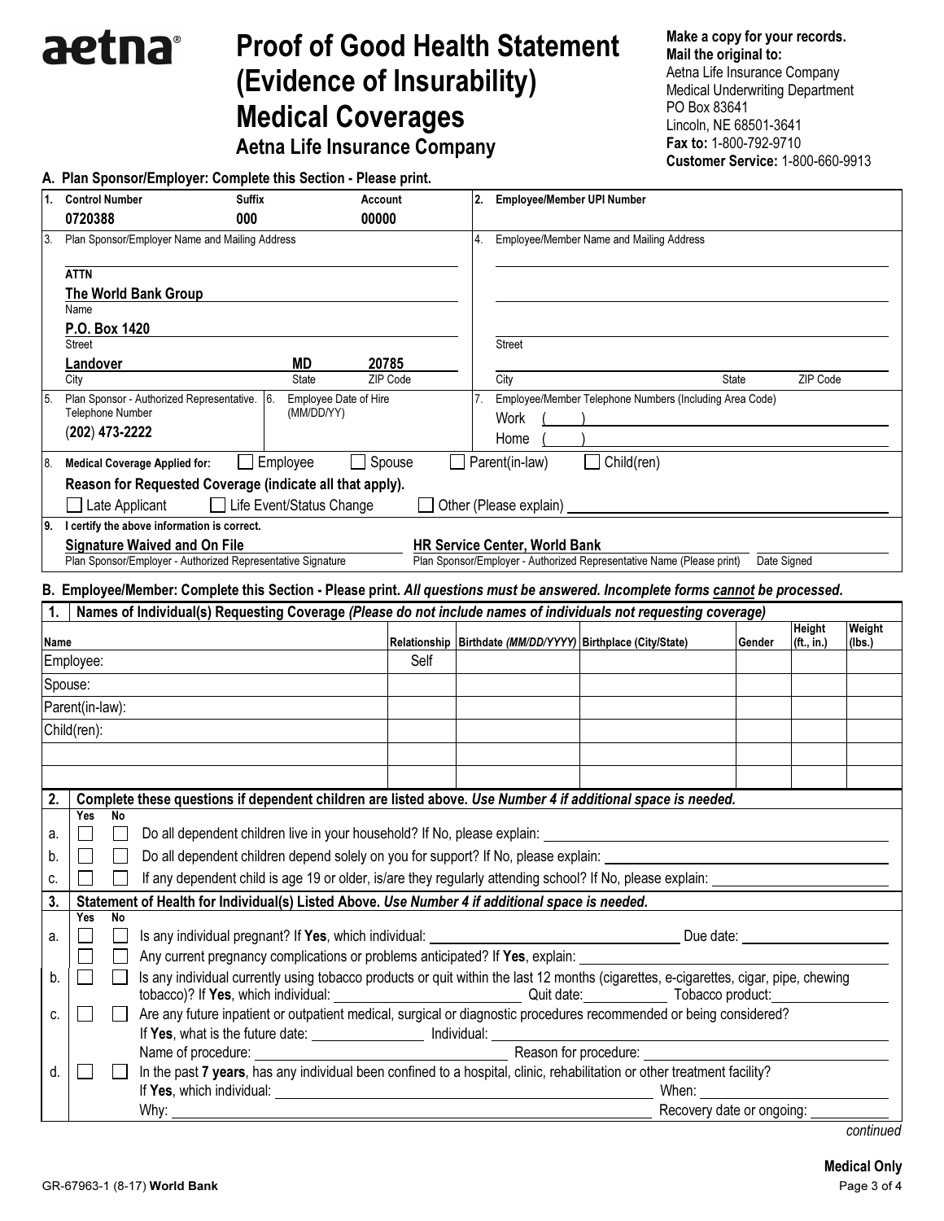# aetna®

# Proof of Good Health Statement (Evidence of Insurability) Medical Coverages

## Aetna Life Insurance Company

**Make a copy for your records.**
**Mail the original to:**
Aetna Life Insurance Company
Medical Underwriting Department
PO Box 83641
Lincoln, NE 68501-3641
**Fax to:** 1-800-792-9710
**Customer Service:** 1-800-660-9913

### A. Plan Sponsor/Employer: Complete this Section - Please print.

| | | | | |
|---|---|---|---|---|
| **1. Control Number** 0720388 | **Suffix** 000 | **Account** 00000 | **2. Employee/Member UPI Number** | |
| 3. Plan Sponsor/Employer Name and Mailing Address<br>**ATTN**<br>**The World Bank Group**<br>Name<br>**P.O. Box 1420**<br>Street<br>**Landover** City, **MD** State, **20785** ZIP Code | | | 4. Employee/Member Name and Mailing Address<br><br>Street<br>City State ZIP Code | |
| 5. Plan Sponsor - Authorized Representative. Telephone Number<br>**(202) 473-2222** | 6. Employee Date of Hire (MM/DD/YY) | | 7. Employee/Member Telephone Numbers (Including Area Code)<br>Work ( )<br>Home ( ) | |

**8. Medical Coverage Applied for:** ☐ Employee ☐ Spouse ☐ Parent(in-law) ☐ Child(ren)

**Reason for Requested Coverage (indicate all that apply).**

☐ Late Applicant ☐ Life Event/Status Change ☐ Other (Please explain) ____________

**9. I certify the above information is correct.**

**Signature Waived and On File** — Plan Sponsor/Employer - Authorized Representative Signature
**HR Service Center, World Bank** — Plan Sponsor/Employer - Authorized Representative Name (Please print)
Date Signed ____________

### B. Employee/Member: Complete this Section - Please print. *All questions must be answered. Incomplete forms cannot be processed.*

**1. Names of Individual(s) Requesting Coverage** *(Please do not include names of individuals not requesting coverage)*

| Name | Relationship | Birthdate *(MM/DD/YYYY)* | Birthplace (City/State) | Gender | Height (ft., in.) | Weight (lbs.) |
|---|---|---|---|---|---|---|
| Employee: | Self | | | | | |
| Spouse: | | | | | | |
| Parent(in-law): | | | | | | |
| Child(ren): | | | | | | |
| | | | | | | |
| | | | | | | |

**2. Complete these questions if dependent children are listed above.** *Use Number 4 if additional space is needed.*

| | Yes | No | |
|---|---|---|---|
| a. | ☐ | ☐ | Do all dependent children live in your household? If No, please explain: ____________ |
| b. | ☐ | ☐ | Do all dependent children depend solely on you for support? If No, please explain: ____________ |
| c. | ☐ | ☐ | If any dependent child is age 19 or older, is/are they regularly attending school? If No, please explain: ____________ |

**3. Statement of Health for Individual(s) Listed Above.** *Use Number 4 if additional space is needed.*

| | Yes | No | |
|---|---|---|---|
| a. | ☐ | ☐ | Is any individual pregnant? If **Yes**, which individual: ____________ Due date: ____________ |
| | ☐ | ☐ | Any current pregnancy complications or problems anticipated? If **Yes**, explain: ____________ |
| b. | ☐ | ☐ | Is any individual currently using tobacco products or quit within the last 12 months (cigarettes, e-cigarettes, cigar, pipe, chewing tobacco)? If **Yes**, which individual: ____________ Quit date: ____________ Tobacco product: ____________ |
| c. | ☐ | ☐ | Are any future inpatient or outpatient medical, surgical or diagnostic procedures recommended or being considered? If **Yes**, what is the future date: ____________ Individual: ____________ Name of procedure: ____________ Reason for procedure: ____________ |
| d. | ☐ | ☐ | In the past **7 years**, has any individual been confined to a hospital, clinic, rehabilitation or other treatment facility? If **Yes**, which individual: ____________ When: ____________ Why: ____________ Recovery date or ongoing: ____________ |

*continued*

**Medical Only**

GR-67963-1 (8-17) **World Bank**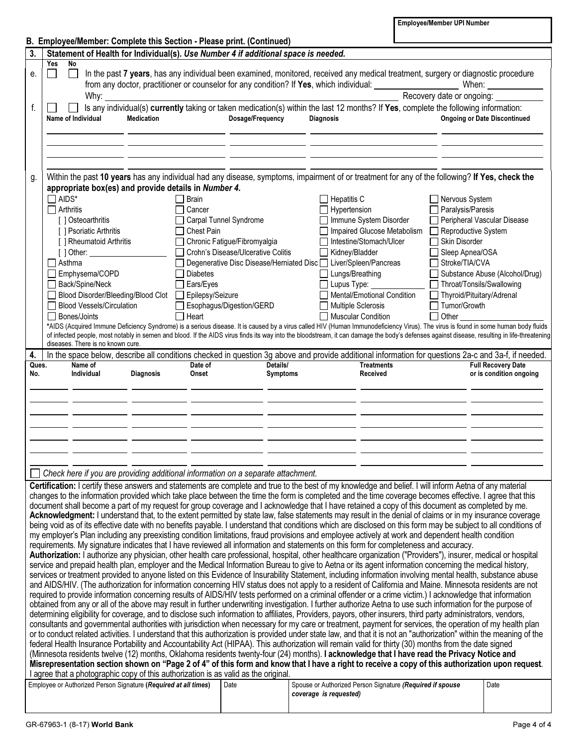**Employee/Member UPI Number**

## B. Employee/Member: Complete this Section - Please print. (Continued)

### 3. Statement of Health for Individual(s). *Use Number 4 if additional space is needed.*

| | Yes | No | |
|---|---|---|---|
| e. | ☐ | ☐ | In the past **7 years**, has any individual been examined, monitored, received any medical treatment, surgery or diagnostic procedure from any doctor, practitioner or counselor for any condition? If **Yes**, which individual: ____________ When: ________ Why: ____________ Recovery date or ongoing: ________ |
| f. | ☐ | ☐ | Is any individual(s) **currently** taking or taken medication(s) within the last 12 months? If **Yes**, complete the following information: |

| Name of Individual | Medication | Dosage/Frequency | Diagnosis | Ongoing or Date Discontinued |
|---|---|---|---|---|
| | | | | |
| | | | | |
| | | | | |

g. Within the past **10 years** has any individual had any disease, symptoms, impairment of or treatment for any of the following? **If Yes, check the appropriate box(es) and provide details in *Number 4*.**

- ☐ AIDS*
- ☐ Arthritis
  - [ ] Osteoarthritis
  - [ ] Psoriatic Arthritis
  - [ ] Rheumatoid Arthritis
  - [ ] Other: ____________
- ☐ Asthma
- ☐ Emphysema/COPD
- ☐ Back/Spine/Neck
- ☐ Blood Disorder/Bleeding/Blood Clot
- ☐ Blood Vessels/Circulation
- ☐ Bones/Joints
- ☐ Brain
- ☐ Cancer
- ☐ Carpal Tunnel Syndrome
- ☐ Chest Pain
- ☐ Chronic Fatigue/Fibromyalgia
- ☐ Crohn's Disease/Ulcerative Colitis
- ☐ Degenerative Disc Disease/Herniated Disc
- ☐ Diabetes
- ☐ Ears/Eyes
- ☐ Epilepsy/Seizure
- ☐ Esophagus/Digestion/GERD
- ☐ Heart
- ☐ Hepatitis C
- ☐ Hypertension
- ☐ Immune System Disorder
- ☐ Impaired Glucose Metabolism
- ☐ Intestine/Stomach/Ulcer
- ☐ Kidney/Bladder
- ☐ Liver/Spleen/Pancreas
- ☐ Lungs/Breathing
- ☐ Lupus Type: ____________
- ☐ Mental/Emotional Condition
- ☐ Multiple Sclerosis
- ☐ Muscular Condition
- ☐ Nervous System
- ☐ Paralysis/Paresis
- ☐ Peripheral Vascular Disease
- ☐ Reproductive System
- ☐ Skin Disorder
- ☐ Sleep Apnea/OSA
- ☐ Stroke/TIA/CVA
- ☐ Substance Abuse (Alcohol/Drug)
- ☐ Throat/Tonsils/Swallowing
- ☐ Thyroid/Pituitary/Adrenal
- ☐ Tumor/Growth
- ☐ Other ____________

*AIDS (Acquired Immune Deficiency Syndrome) is a serious disease. It is caused by a virus called HIV (Human Immunodeficiency Virus). The virus is found in some human body fluids of infected people, most notably in semen and blood. If the AIDS virus finds its way into the bloodstream, it can damage the body's defenses against disease, resulting in life-threatening diseases. There is no known cure.

### 4. In the space below, describe all conditions checked in question 3g above and provide additional information for questions 2a-c and 3a-f, if needed.

| Ques. No. | Name of Individual | Diagnosis | Date of Onset | Details/ Symptoms | Treatments Received | Full Recovery Date or is condition ongoing |
|---|---|---|---|---|---|---|
| | | | | | | |
| | | | | | | |
| | | | | | | |
| | | | | | | |
| | | | | | | |
| | | | | | | |
| | | | | | | |

☐ *Check here if you are providing additional information on a separate attachment.*

**Certification:** I certify these answers and statements are complete and true to the best of my knowledge and belief. I will inform Aetna of any material changes to the information provided which take place between the time the form is completed and the time coverage becomes effective. I agree that this document shall become a part of my request for group coverage and I acknowledge that I have retained a copy of this document as completed by me.

**Acknowledgment:** I understand that, to the extent permitted by state law, false statements may result in the denial of claims or in my insurance coverage being void as of its effective date with no benefits payable. I understand that conditions which are disclosed on this form may be subject to all conditions of my employer's Plan including any preexisting condition limitations, fraud provisions and employee actively at work and dependent health condition requirements. My signature indicates that I have reviewed all information and statements on this form for completeness and accuracy.

**Authorization:** I authorize any physician, other health care professional, hospital, other healthcare organization ("Providers"), insurer, medical or hospital service and prepaid health plan, employer and the Medical Information Bureau to give to Aetna or its agent information concerning the medical history, services or treatment provided to anyone listed on this Evidence of Insurability Statement, including information involving mental health, substance abuse and AIDS/HIV. (The authorization for information concerning HIV status does not apply to a resident of California and Maine. Minnesota residents are not required to provide information concerning results of AIDS/HIV tests performed on a criminal offender or a crime victim.) I acknowledge that information obtained from any or all of the above may result in further underwriting investigation. I further authorize Aetna to use such information for the purpose of determining eligibility for coverage, and to disclose such information to affiliates, Providers, payors, other insurers, third party administrators, vendors, consultants and governmental authorities with jurisdiction when necessary for my care or treatment, payment for services, the operation of my health plan or to conduct related activities. I understand that this authorization is provided under state law, and that it is not an "authorization" within the meaning of the federal Health Insurance Portability and Accountability Act (HIPAA). This authorization will remain valid for thirty (30) months from the date signed (Minnesota residents twelve (12) months, Oklahoma residents twenty-four (24) months). **I acknowledge that I have read the Privacy Notice and Misrepresentation section shown on "Page 2 of 4" of this form and know that I have a right to receive a copy of this authorization upon request**. I agree that a photographic copy of this authorization is as valid as the original.

| Employee or Authorized Person Signature (***Required at all times***) | Date | Spouse or Authorized Person Signature (***Required if spouse coverage is requested***) | Date |
|---|---|---|---|
| | | | |

GR-67963-1 (8-17) **World Bank**